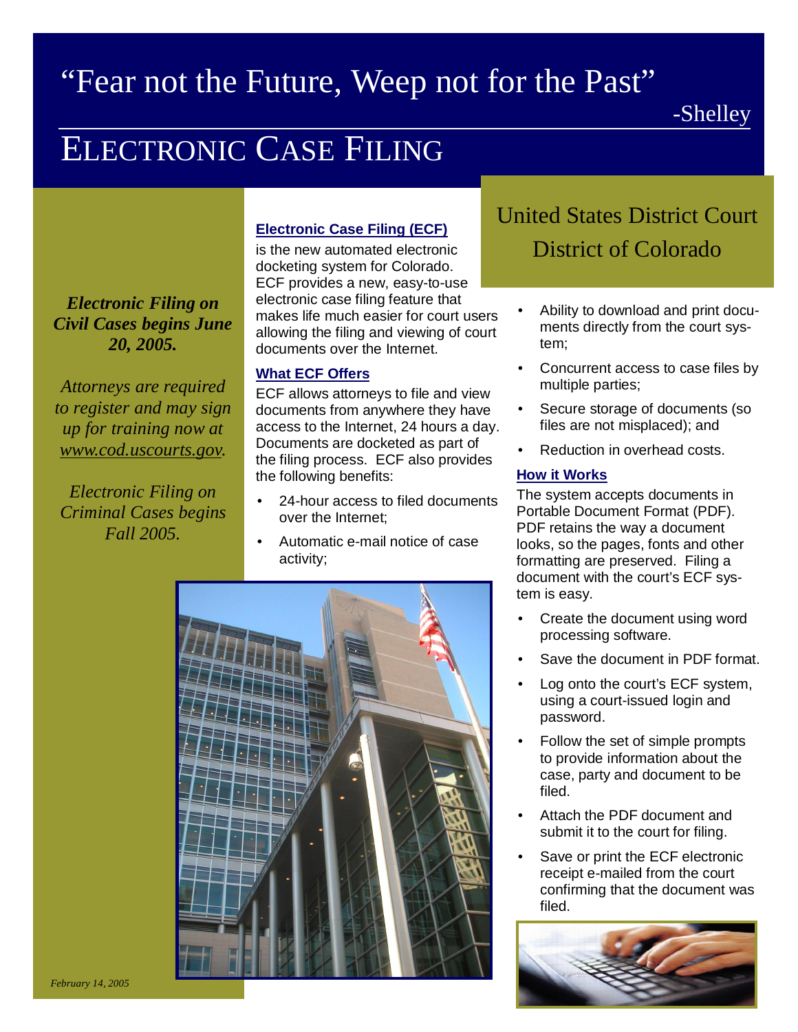# "Fear not the Future, Weep not for the Past"

-Shelley

# ELECTRONIC CASE FILING

## United States District Court District of Colorado

***Electronic Filing on Civil Cases begins June 20, 2005.***

*Attorneys are required to register and may sign up for training now at www.cod.uscourts.gov.*

*Electronic Filing on Criminal Cases begins Fall 2005.*

### Electronic Case Filing (ECF)

is the new automated electronic docketing system for Colorado. ECF provides a new, easy-to-use electronic case filing feature that makes life much easier for court users allowing the filing and viewing of court documents over the Internet.

### What ECF Offers

ECF allows attorneys to file and view documents from anywhere they have access to the Internet, 24 hours a day. Documents are docketed as part of the filing process. ECF also provides the following benefits:

- 24-hour access to filed documents over the Internet;
- Automatic e-mail notice of case activity;
- Ability to download and print documents directly from the court system;
- Concurrent access to case files by multiple parties;
- Secure storage of documents (so files are not misplaced); and
- Reduction in overhead costs.

### How it Works

The system accepts documents in Portable Document Format (PDF). PDF retains the way a document looks, so the pages, fonts and other formatting are preserved. Filing a document with the court's ECF system is easy.

- Create the document using word processing software.
- Save the document in PDF format.
- Log onto the court's ECF system, using a court-issued login and password.
- Follow the set of simple prompts to provide information about the case, party and document to be filed.
- Attach the PDF document and submit it to the court for filing.
- Save or print the ECF electronic receipt e-mailed from the court confirming that the document was filed.

*February 14, 2005*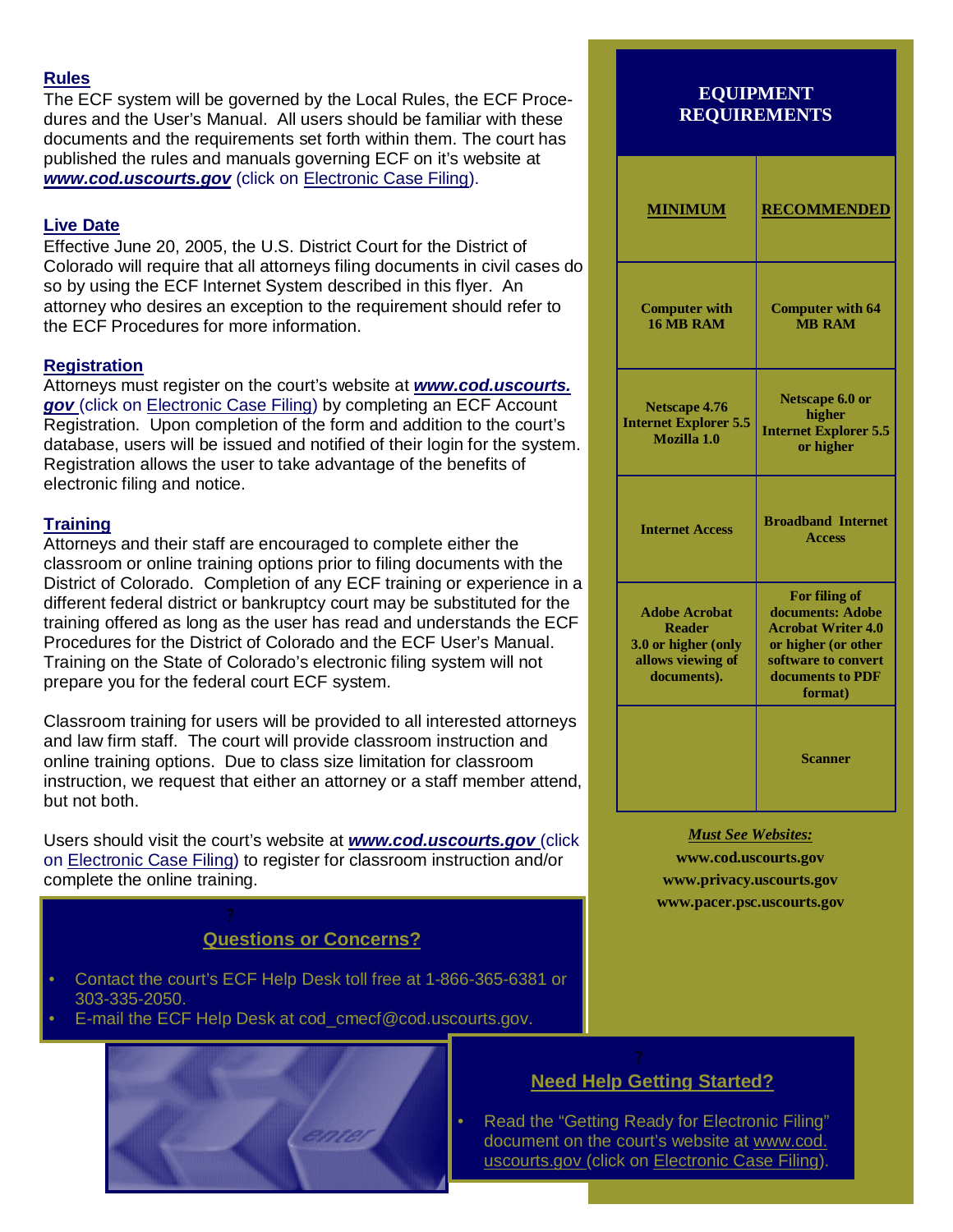## Rules

The ECF system will be governed by the Local Rules, the ECF Procedures and the User's Manual. All users should be familiar with these documents and the requirements set forth within them. The court has published the rules and manuals governing ECF on it's website at ***www.cod.uscourts.gov*** (click on Electronic Case Filing).

## Live Date

Effective June 20, 2005, the U.S. District Court for the District of Colorado will require that all attorneys filing documents in civil cases do so by using the ECF Internet System described in this flyer. An attorney who desires an exception to the requirement should refer to the ECF Procedures for more information.

## Registration

Attorneys must register on the court's website at ***www.cod.uscourts.gov*** (click on Electronic Case Filing) by completing an ECF Account Registration. Upon completion of the form and addition to the court's database, users will be issued and notified of their login for the system. Registration allows the user to take advantage of the benefits of electronic filing and notice.

## Training

Attorneys and their staff are encouraged to complete either the classroom or online training options prior to filing documents with the District of Colorado. Completion of any ECF training or experience in a different federal district or bankruptcy court may be substituted for the training offered as long as the user has read and understands the ECF Procedures for the District of Colorado and the ECF User's Manual. Training on the State of Colorado's electronic filing system will not prepare you for the federal court ECF system.

Classroom training for users will be provided to all interested attorneys and law firm staff. The court will provide classroom instruction and online training options. Due to class size limitation for classroom instruction, we request that either an attorney or a staff member attend, but not both.

Users should visit the court's website at ***www.cod.uscourts.gov*** (click on Electronic Case Filing) to register for classroom instruction and/or complete the online training.

## Questions or Concerns?

- Contact the court's ECF Help Desk toll free at 1-866-365-6381 or 303-335-2050.
- E-mail the ECF Help Desk at cod_cmecf@cod.uscourts.gov.

## Need Help Getting Started?

- Read the "Getting Ready for Electronic Filing" document on the court's website at www.cod.uscourts.gov (click on Electronic Case Filing).

## EQUIPMENT REQUIREMENTS

| MINIMUM | RECOMMENDED |
|---|---|
| Computer with 16 MB RAM | Computer with 64 MB RAM |
| Netscape 4.76<br>Internet Explorer 5.5<br>Mozilla 1.0 | Netscape 6.0 or higher<br>Internet Explorer 5.5 or higher |
| Internet Access | Broadband Internet Access |
| Adobe Acrobat Reader 3.0 or higher (only allows viewing of documents). | For filing of documents: Adobe Acrobat Writer 4.0 or higher (or other software to convert documents to PDF format) |
| | Scanner |

***Must See Websites:***

**www.cod.uscourts.gov**
**www.privacy.uscourts.gov**
**www.pacer.psc.uscourts.gov**